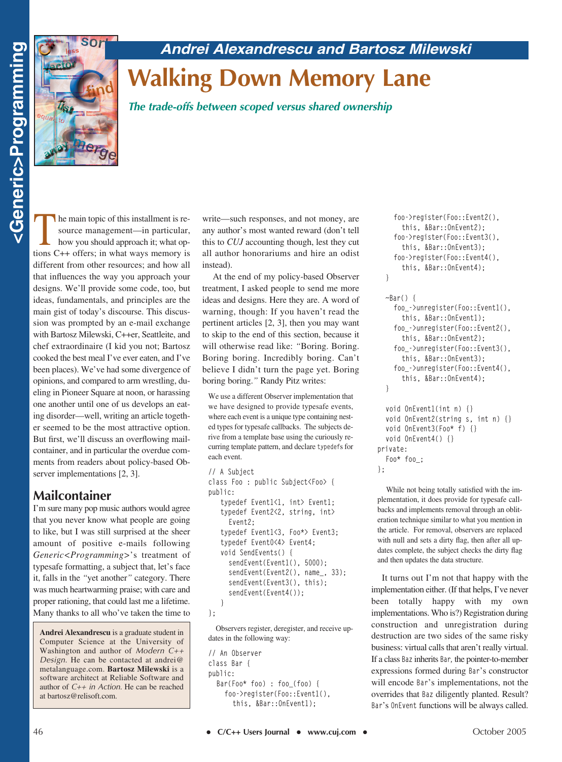## Andrei Alexandrescu and Bartosz Milewski

# Walking Down Memory Lane

***The trade-offs between scoped versus shared ownership***

The main topic of this installment is resource management—in particular, how you should approach it; what options C++ offers; in what ways memory is different from other resources; and how all that influences the way you approach your designs. We'll provide some code, too, but ideas, fundamentals, and principles are the main gist of today's discourse. This discussion was prompted by an e-mail exchange with Bartosz Milewski, C++er, Seattleite, and chef extraordinaire (I kid you not; Bartosz cooked the best meal I've ever eaten, and I've been places). We've had some divergence of opinions, and compared to arm wrestling, dueling in Pioneer Square at noon, or harassing one another until one of us develops an eating disorder—well, writing an article together seemed to be the most attractive option. But first, we'll discuss an overflowing mailcontainer, and in particular the overdue comments from readers about policy-based Observer implementations [2, 3].

## Mailcontainer

I'm sure many pop music authors would agree that you never know what people are going to like, but I was still surprised at the sheer amount of positive e-mails following *Generic<Programming>*'s treatment of typesafe formatting, a subject that, let's face it, falls in the "yet another" category. There was much heartwarming praise; with care and proper rationing, that could last me a lifetime. Many thanks to all who've taken the time to write—such responses, and not money, are any author's most wanted reward (don't tell this to *CUJ* accounting though, lest they cut all author honorariums and hire an odist instead).

At the end of my policy-based Observer treatment, I asked people to send me more ideas and designs. Here they are. A word of warning, though: If you haven't read the pertinent articles [2, 3], then you may want to skip to the end of this section, because it will otherwise read like: "Boring. Boring. Boring boring. Incredibly boring. Can't believe I didn't turn the page yet. Boring boring boring." Randy Pitz writes:

> We use a different Observer implementation that we have designed to provide typesafe events, where each event is a unique type containing nested types for typesafe callbacks. The subjects derive from a template base using the curiously recurring template pattern, and declare `typedef`s for each event.

```
// A Subject
class Foo : public Subject<Foo> {
public:
   typedef Event1<1, int> Event1;
   typedef Event2<2, string, int>
     Event2;
   typedef Event1<3, Foo*> Event3;
   typedef Event0<4> Event4;
   void SendEvents() {
     sendEvent(Event1(), 5000);
     sendEvent(Event2(), name_, 33);
     sendEvent(Event3(), this);
     sendEvent(Event4());
   }
};
```

> Observers register, deregister, and receive updates in the following way:

```
// An Observer
class Bar {
public:
  Bar(Foo* foo) : foo_(foo) {
    foo->register(Foo::Event1(),
      this, &Bar::OnEvent1);
    foo->register(Foo::Event2(),
      this, &Bar::OnEvent2);
    foo->register(Foo::Event3(),
      this, &Bar::OnEvent3);
    foo->register(Foo::Event4(),
      this, &Bar::OnEvent4);
  }

  ~Bar() {
    foo_->unregister(Foo::Event1(),
      this, &Bar::OnEvent1);
    foo_->unregister(Foo::Event2(),
      this, &Bar::OnEvent2);
    foo_->unregister(Foo::Event3(),
      this, &Bar::OnEvent3);
    foo_->unregister(Foo::Event4(),
      this, &Bar::OnEvent4);
  }

  void OnEvent1(int n) {}
  void OnEvent2(string s, int n) {}
  void OnEvent3(Foo* f) {}
  void OnEvent4() {}
private:
  Foo* foo_;
};
```

> While not being totally satisfied with the implementation, it does provide for typesafe callbacks and implements removal through an obliteration technique similar to what you mention in the article. For removal, observers are replaced with null and sets a dirty flag, then after all updates complete, the subject checks the dirty flag and then updates the data structure.

It turns out I'm not that happy with the implementation either. (If that helps, I've never been totally happy with my own implementations. Who is?) Registration during construction and unregistration during destruction are two sides of the same risky business: virtual calls that aren't really virtual. If a class `Baz` inherits `Bar`, the pointer-to-member expressions formed during `Bar`'s constructor will encode `Bar`'s implementations, not the overrides that `Baz` diligently planted. Result? `Bar`'s `OnEvent` functions will be always called.

---

**Andrei Alexandrescu** is a graduate student in Computer Science at the University of Washington and author of *Modern C++ Design*. He can be contacted at andrei@metalanguage.com. **Bartosz Milewski** is a software architect at Reliable Software and author of *C++ in Action*. He can be reached at bartosz@relisoft.com.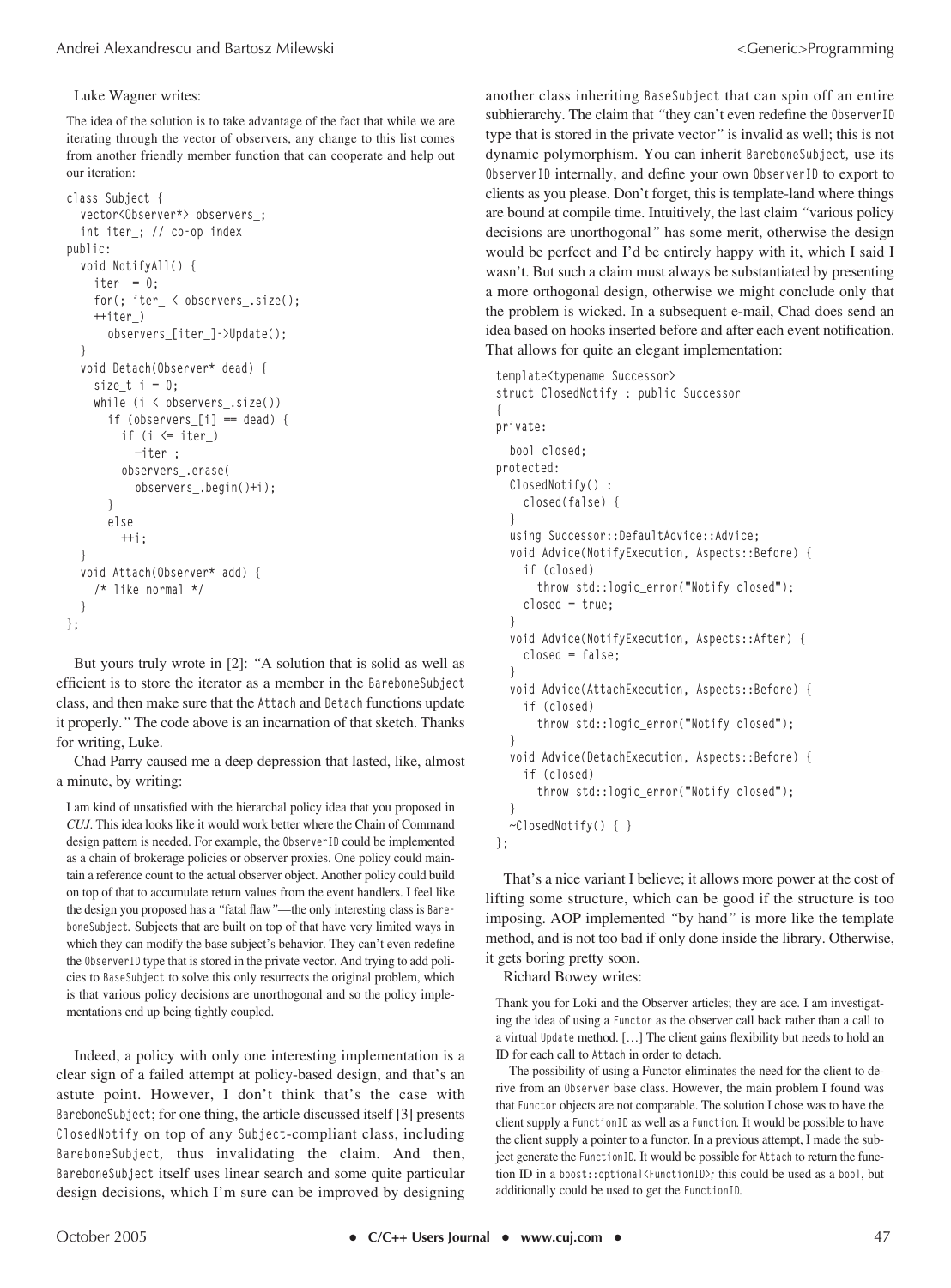Luke Wagner writes:

> The idea of the solution is to take advantage of the fact that while we are iterating through the vector of observers, any change to this list comes from another friendly member function that can cooperate and help out our iteration:

```
class Subject {
  vector<Observer*> observers_;
  int iter_; // co-op index
public:
  void NotifyAll() {
    iter_ = 0;
    for(; iter_ < observers_.size();
    ++iter_)
      observers_[iter_]->Update();
  }
  void Detach(Observer* dead) {
    size_t i = 0;
    while (i < observers_.size())
      if (observers_[i] == dead) {
        if (i <= iter_)
          --iter_;
        observers_.erase(
          observers_.begin()+i);
      }
      else
        ++i;
  }
  void Attach(Observer* add) {
    /* like normal */
  }
};
```

But yours truly wrote in [2]: *"A solution that is solid as well as efficient is to store the iterator as a member in the `BareboneSubject` class, and then make sure that the `Attach` and `Detach` functions update it properly."* The code above is an incarnation of that sketch. Thanks for writing, Luke.

Chad Parry caused me a deep depression that lasted, like, almost a minute, by writing:

> I am kind of unsatisfied with the hierarchal policy idea that you proposed in *CUJ*. This idea looks like it would work better where the Chain of Command design pattern is needed. For example, the `ObserverID` could be implemented as a chain of brokerage policies or observer proxies. One policy could maintain a reference count to the actual observer object. Another policy could build on top of that to accumulate return values from the event handlers. I feel like the design you proposed has a "fatal flaw"—the only interesting class is `BareboneSubject`. Subjects that are built on top of that have very limited ways in which they can modify the base subject's behavior. They can't even redefine the `ObserverID` type that is stored in the private vector. And trying to add policies to `BaseSubject` to solve this only resurrects the original problem, which is that various policy decisions are unorthogonal and so the policy implementations end up being tightly coupled.

Indeed, a policy with only one interesting implementation is a clear sign of a failed attempt at policy-based design, and that's an astute point. However, I don't think that's the case with `BareboneSubject`; for one thing, the article discussed itself [3] presents `ClosedNotify` on top of any `Subject`-compliant class, including `BareboneSubject`, thus invalidating the claim. And then, `BareboneSubject` itself uses linear search and some quite particular design decisions, which I'm sure can be improved by designing another class inheriting `BaseSubject` that can spin off an entire subhierarchy. The claim that *"they can't even redefine the `ObserverID` type that is stored in the private vector"* is invalid as well; this is not dynamic polymorphism. You can inherit `BareboneSubject`, use its `ObserverID` internally, and define your own `ObserverID` to export to clients as you please. Don't forget, this is template-land where things are bound at compile time. Intuitively, the last claim *"various policy decisions are unorthogonal"* has some merit, otherwise the design would be perfect and I'd be entirely happy with it, which I said I wasn't. But such a claim must always be substantiated by presenting a more orthogonal design, otherwise we might conclude only that the problem is wicked. In a subsequent e-mail, Chad does send an idea based on hooks inserted before and after each event notification. That allows for quite an elegant implementation:

```
template<typename Successor>
struct ClosedNotify : public Successor
{
private:
  bool closed;
protected:
  ClosedNotify() :
    closed(false) {
  }
  using Successor::DefaultAdvice::Advice;
  void Advice(NotifyExecution, Aspects::Before) {
    if (closed)
      throw std::logic_error("Notify closed");
    closed = true;
  }
  void Advice(NotifyExecution, Aspects::After) {
    closed = false;
  }
  void Advice(AttachExecution, Aspects::Before) {
    if (closed)
      throw std::logic_error("Notify closed");
  }
  void Advice(DetachExecution, Aspects::Before) {
    if (closed)
      throw std::logic_error("Notify closed");
  }
  ~ClosedNotify() { }
};
```

That's a nice variant I believe; it allows more power at the cost of lifting some structure, which can be good if the structure is too imposing. AOP implemented *"by hand"* is more like the template method, and is not too bad if only done inside the library. Otherwise, it gets boring pretty soon.

Richard Bowey writes:

> Thank you for Loki and the Observer articles; they are ace. I am investigating the idea of using a `Functor` as the observer call back rather than a call to a virtual `Update` method. [...] The client gains flexibility but needs to hold an ID for each call to `Attach` in order to detach.
>
> The possibility of using a Functor eliminates the need for the client to derive from an `Observer` base class. However, the main problem I found was that `Functor` objects are not comparable. The solution I chose was to have the client supply a `FunctionID` as well as a `Function`. It would be possible to have the client supply a pointer to a functor. In a previous attempt, I made the subject generate the `FunctionID`. It would be possible for `Attach` to return the function ID in a `boost::optional<FunctionID>`; this could be used as a `bool`, but additionally could be used to get the `FunctionID`.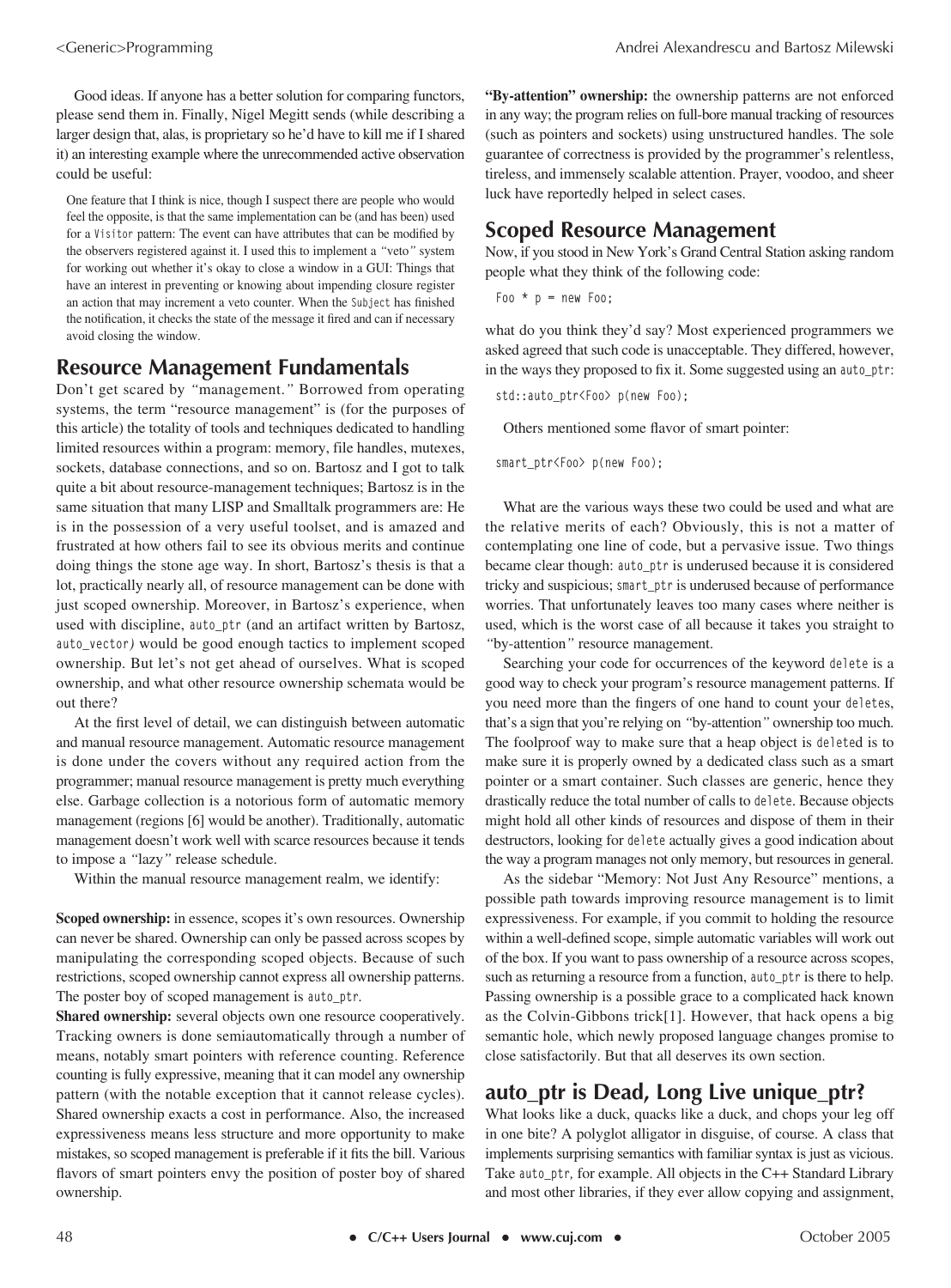Good ideas. If anyone has a better solution for comparing functors, please send them in. Finally, Nigel Megitt sends (while describing a larger design that, alas, is proprietary so he'd have to kill me if I shared it) an interesting example where the unrecommended active observation could be useful:

> One feature that I think is nice, though I suspect there are people who would feel the opposite, is that the same implementation can be (and has been) used for a `Visitor` pattern: The event can have attributes that can be modified by the observers registered against it. I used this to implement a *"*veto*"* system for working out whether it's okay to close a window in a GUI: Things that have an interest in preventing or knowing about impending closure register an action that may increment a veto counter. When the `Subject` has finished the notification, it checks the state of the message it fired and can if necessary avoid closing the window.

## Resource Management Fundamentals

Don't get scared by *"*management.*"* Borrowed from operating systems, the term "resource management" is (for the purposes of this article) the totality of tools and techniques dedicated to handling limited resources within a program: memory, file handles, mutexes, sockets, database connections, and so on. Bartosz and I got to talk quite a bit about resource-management techniques; Bartosz is in the same situation that many LISP and Smalltalk programmers are: He is in the possession of a very useful toolset, and is amazed and frustrated at how others fail to see its obvious merits and continue doing things the stone age way. In short, Bartosz's thesis is that a lot, practically nearly all, of resource management can be done with just scoped ownership. Moreover, in Bartosz's experience, when used with discipline, `auto_ptr` (and an artifact written by Bartosz, `auto_vector`*)* would be good enough tactics to implement scoped ownership. But let's not get ahead of ourselves. What is scoped ownership, and what other resource ownership schemata would be out there?

At the first level of detail, we can distinguish between automatic and manual resource management. Automatic resource management is done under the covers without any required action from the programmer; manual resource management is pretty much everything else. Garbage collection is a notorious form of automatic memory management (regions [6] would be another). Traditionally, automatic management doesn't work well with scarce resources because it tends to impose a *"*lazy*"* release schedule.

Within the manual resource management realm, we identify:

**Scoped ownership:** in essence, scopes it's own resources. Ownership can never be shared. Ownership can only be passed across scopes by manipulating the corresponding scoped objects. Because of such restrictions, scoped ownership cannot express all ownership patterns. The poster boy of scoped management is `auto_ptr`.

**Shared ownership:** several objects own one resource cooperatively. Tracking owners is done semiautomatically through a number of means, notably smart pointers with reference counting. Reference counting is fully expressive, meaning that it can model any ownership pattern (with the notable exception that it cannot release cycles). Shared ownership exacts a cost in performance. Also, the increased expressiveness means less structure and more opportunity to make mistakes, so scoped management is preferable if it fits the bill. Various flavors of smart pointers envy the position of poster boy of shared ownership.

**"By-attention" ownership:** the ownership patterns are not enforced in any way; the program relies on full-bore manual tracking of resources (such as pointers and sockets) using unstructured handles. The sole guarantee of correctness is provided by the programmer's relentless, tireless, and immensely scalable attention. Prayer, voodoo, and sheer luck have reportedly helped in select cases.

## Scoped Resource Management

Now, if you stood in New York's Grand Central Station asking random people what they think of the following code:

```
Foo * p = new Foo;
```

what do you think they'd say? Most experienced programmers we asked agreed that such code is unacceptable. They differed, however, in the ways they proposed to fix it. Some suggested using an `auto_ptr`:

```
std::auto_ptr<Foo> p(new Foo);
```

Others mentioned some flavor of smart pointer:

```
smart_ptr<Foo> p(new Foo);
```

What are the various ways these two could be used and what are the relative merits of each? Obviously, this is not a matter of contemplating one line of code, but a pervasive issue. Two things became clear though: `auto_ptr` is underused because it is considered tricky and suspicious; `smart_ptr` is underused because of performance worries. That unfortunately leaves too many cases where neither is used, which is the worst case of all because it takes you straight to *"*by-attention*"* resource management.

Searching your code for occurrences of the keyword `delete` is a good way to check your program's resource management patterns. If you need more than the fingers of one hand to count your `delete`s, that's a sign that you're relying on *"*by-attention*"* ownership too much. The foolproof way to make sure that a heap object is `delete`d is to make sure it is properly owned by a dedicated class such as a smart pointer or a smart container. Such classes are generic, hence they drastically reduce the total number of calls to `delete`. Because objects might hold all other kinds of resources and dispose of them in their destructors, looking for `delete` actually gives a good indication about the way a program manages not only memory, but resources in general.

As the sidebar "Memory: Not Just Any Resource" mentions, a possible path towards improving resource management is to limit expressiveness. For example, if you commit to holding the resource within a well-defined scope, simple automatic variables will work out of the box. If you want to pass ownership of a resource across scopes, such as returning a resource from a function, `auto_ptr` is there to help. Passing ownership is a possible grace to a complicated hack known as the Colvin-Gibbons trick[1]. However, that hack opens a big semantic hole, which newly proposed language changes promise to close satisfactorily. But that all deserves its own section.

## auto_ptr is Dead, Long Live unique_ptr?

What looks like a duck, quacks like a duck, and chops your leg off in one bite? A polyglot alligator in disguise, of course. A class that implements surprising semantics with familiar syntax is just as vicious. Take `auto_ptr`, for example. All objects in the C++ Standard Library and most other libraries, if they ever allow copying and assignment,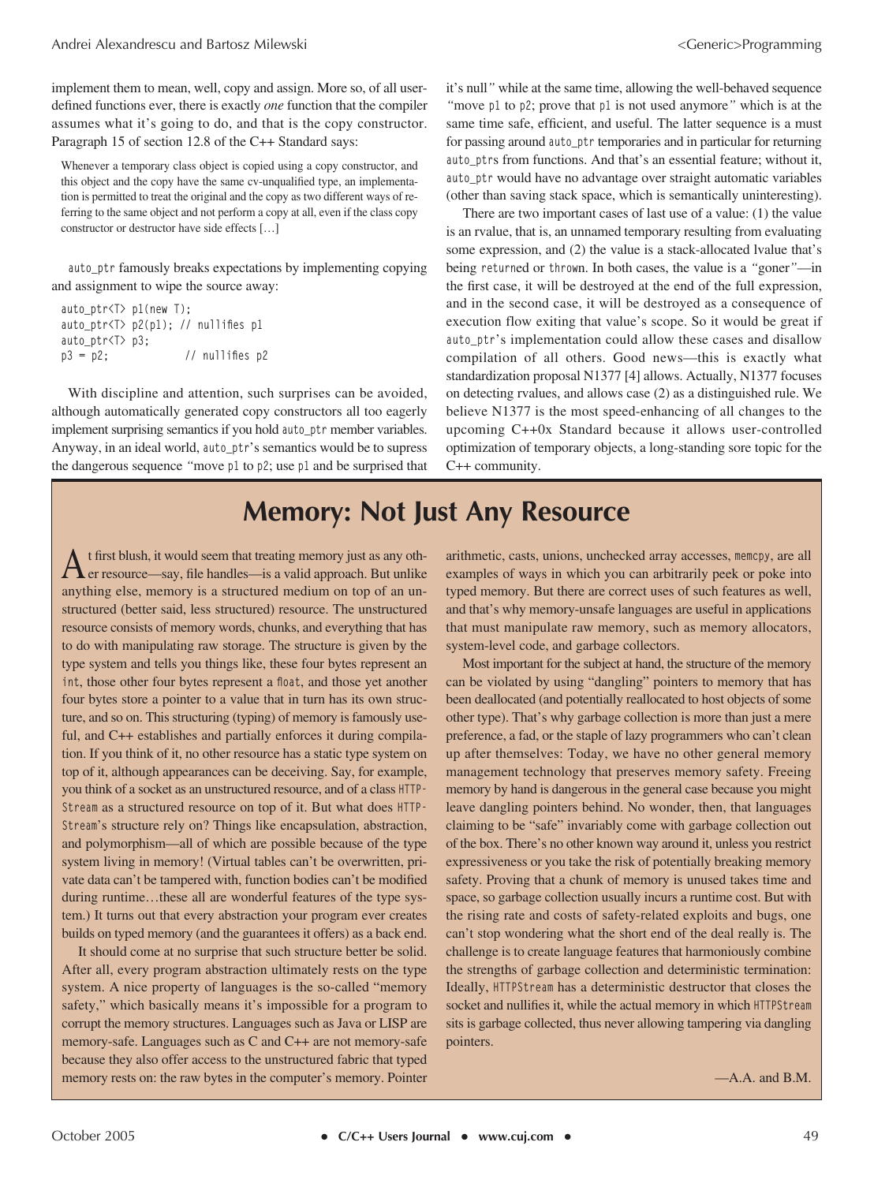implement them to mean, well, copy and assign. More so, of all user-defined functions ever, there is exactly *one* function that the compiler assumes what it's going to do, and that is the copy constructor. Paragraph 15 of section 12.8 of the C++ Standard says:

> Whenever a temporary class object is copied using a copy constructor, and this object and the copy have the same cv-unqualified type, an implementation is permitted to treat the original and the copy as two different ways of referring to the same object and not perform a copy at all, even if the class copy constructor or destructor have side effects […]

`auto_ptr` famously breaks expectations by implementing copying and assignment to wipe the source away:

```
auto_ptr<T> p1(new T);
auto_ptr<T> p2(p1); // nullifies p1
auto_ptr<T> p3;
p3 = p2;            // nullifies p2
```

With discipline and attention, such surprises can be avoided, although automatically generated copy constructors all too eagerly implement surprising semantics if you hold `auto_ptr` member variables. Anyway, in an ideal world, `auto_ptr`'s semantics would be to supress the dangerous sequence *"*move `p1` to `p2`; use `p1` and be surprised that it's null*"* while at the same time, allowing the well-behaved sequence *"*move `p1` to `p2`; prove that `p1` is not used anymore*"* which is at the same time safe, efficient, and useful. The latter sequence is a must for passing around `auto_ptr` temporaries and in particular for returning `auto_ptrs` from functions. And that's an essential feature; without it, `auto_ptr` would have no advantage over straight automatic variables (other than saving stack space, which is semantically uninteresting).

There are two important cases of last use of a value: (1) the value is an rvalue, that is, an unnamed temporary resulting from evaluating some expression, and (2) the value is a stack-allocated lvalue that's being `returned` or `thrown`. In both cases, the value is a *"*goner*"*—in the first case, it will be destroyed at the end of the full expression, and in the second case, it will be destroyed as a consequence of execution flow exiting that value's scope. So it would be great if `auto_ptr`'s implementation could allow these cases and disallow compilation of all others. Good news—this is exactly what standardization proposal N1377 [4] allows. Actually, N1377 focuses on detecting rvalues, and allows case (2) as a distinguished rule. We believe N1377 is the most speed-enhancing of all changes to the upcoming C++0x Standard because it allows user-controlled optimization of temporary objects, a long-standing sore topic for the C++ community.

## Memory: Not Just Any Resource

At first blush, it would seem that treating memory just as any other resource—say, file handles—is a valid approach. But unlike anything else, memory is a structured medium on top of an unstructured (better said, less structured) resource. The unstructured resource consists of memory words, chunks, and everything that has to do with manipulating raw storage. The structure is given by the type system and tells you things like, these four bytes represent an `int`, those other four bytes represent a `float`, and those yet another four bytes store a pointer to a value that in turn has its own structure, and so on. This structuring (typing) of memory is famously useful, and C++ establishes and partially enforces it during compilation. If you think of it, no other resource has a static type system on top of it, although appearances can be deceiving. Say, for example, you think of a socket as an unstructured resource, and of a class `HTTPStream` as a structured resource on top of it. But what does `HTTPStream`'s structure rely on? Things like encapsulation, abstraction, and polymorphism—all of which are possible because of the type system living in memory! (Virtual tables can't be overwritten, private data can't be tampered with, function bodies can't be modified during runtime…these all are wonderful features of the type system.) It turns out that every abstraction your program ever creates builds on typed memory (and the guarantees it offers) as a back end.

It should come at no surprise that such structure better be solid. After all, every program abstraction ultimately rests on the type system. A nice property of languages is the so-called "memory safety," which basically means it's impossible for a program to corrupt the memory structures. Languages such as Java or LISP are memory-safe. Languages such as C and C++ are not memory-safe because they also offer access to the unstructured fabric that typed memory rests on: the raw bytes in the computer's memory. Pointer arithmetic, casts, unions, unchecked array accesses, `memcpy`, are all examples of ways in which you can arbitrarily peek or poke into typed memory. But there are correct uses of such features as well, and that's why memory-unsafe languages are useful in applications that must manipulate raw memory, such as memory allocators, system-level code, and garbage collectors.

Most important for the subject at hand, the structure of the memory can be violated by using "dangling" pointers to memory that has been deallocated (and potentially reallocated to host objects of some other type). That's why garbage collection is more than just a mere preference, a fad, or the staple of lazy programmers who can't clean up after themselves: Today, we have no other general memory management technology that preserves memory safety. Freeing memory by hand is dangerous in the general case because you might leave dangling pointers behind. No wonder, then, that languages claiming to be "safe" invariably come with garbage collection out of the box. There's no other known way around it, unless you restrict expressiveness or you take the risk of potentially breaking memory safety. Proving that a chunk of memory is unused takes time and space, so garbage collection usually incurs a runtime cost. But with the rising rate and costs of safety-related exploits and bugs, one can't stop wondering what the short end of the deal really is. The challenge is to create language features that harmoniously combine the strengths of garbage collection and deterministic termination: Ideally, `HTTPStream` has a deterministic destructor that closes the socket and nullifies it, while the actual memory in which `HTTPStream` sits is garbage collected, thus never allowing tampering via dangling pointers.

—A.A. and B.M.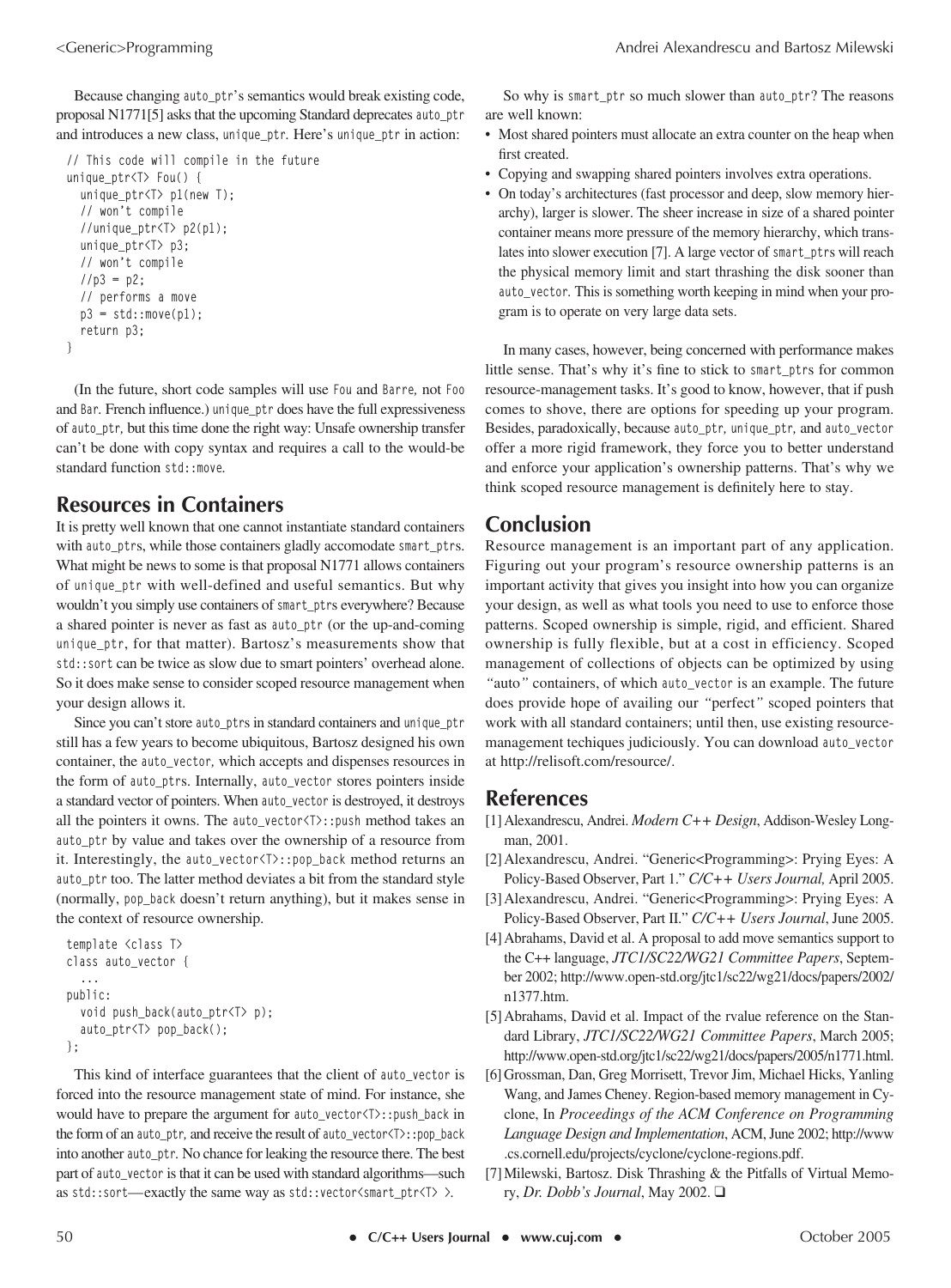Because changing auto_ptr's semantics would break existing code, proposal N1771[5] asks that the upcoming Standard deprecates auto_ptr and introduces a new class, unique_ptr. Here's unique_ptr in action:

```
// This code will compile in the future
unique_ptr<T> Fou() {
  unique_ptr<T> p1(new T);
  // won't compile
  //unique_ptr<T> p2(p1);
  unique_ptr<T> p3;
  // won't compile
  //p3 = p2;
  // performs a move
  p3 = std::move(p1);
  return p3;
}
```

(In the future, short code samples will use Fou and Barre, not Foo and Bar. French influence.) unique_ptr does have the full expressiveness of auto_ptr, but this time done the right way: Unsafe ownership transfer can't be done with copy syntax and requires a call to the would-be standard function std::move.

## Resources in Containers

It is pretty well known that one cannot instantiate standard containers with auto_ptrs, while those containers gladly accomodate smart_ptrs. What might be news to some is that proposal N1771 allows containers of unique_ptr with well-defined and useful semantics. But why wouldn't you simply use containers of smart_ptrs everywhere? Because a shared pointer is never as fast as auto_ptr (or the up-and-coming unique_ptr, for that matter). Bartosz's measurements show that std::sort can be twice as slow due to smart pointers' overhead alone. So it does make sense to consider scoped resource management when your design allows it.

Since you can't store auto_ptrs in standard containers and unique_ptr still has a few years to become ubiquitous, Bartosz designed his own container, the auto_vector, which accepts and dispenses resources in the form of auto_ptrs. Internally, auto_vector stores pointers inside a standard vector of pointers. When auto_vector is destroyed, it destroys all the pointers it owns. The auto_vector<T>::push method takes an auto_ptr by value and takes over the ownership of a resource from it. Interestingly, the auto_vector<T>::pop_back method returns an auto_ptr too. The latter method deviates a bit from the standard style (normally, pop_back doesn't return anything), but it makes sense in the context of resource ownership.

```
template <class T>
class auto_vector {
  ...
public:
  void push_back(auto_ptr<T> p);
  auto_ptr<T> pop_back();
};
```

This kind of interface guarantees that the client of auto_vector is forced into the resource management state of mind. For instance, she would have to prepare the argument for auto_vector<T>::push_back in the form of an auto_ptr, and receive the result of auto_vector<T>::pop_back into another auto_ptr. No chance for leaking the resource there. The best part of auto_vector is that it can be used with standard algorithms—such as std::sort—exactly the same way as std::vector<smart_ptr<T> >.

So why is smart_ptr so much slower than auto_ptr? The reasons are well known:

- Most shared pointers must allocate an extra counter on the heap when first created.
- Copying and swapping shared pointers involves extra operations.
- On today's architectures (fast processor and deep, slow memory hierarchy), larger is slower. The sheer increase in size of a shared pointer container means more pressure of the memory hierarchy, which translates into slower execution [7]. A large vector of smart_ptrs will reach the physical memory limit and start thrashing the disk sooner than auto_vector. This is something worth keeping in mind when your program is to operate on very large data sets.

In many cases, however, being concerned with performance makes little sense. That's why it's fine to stick to smart_ptrs for common resource-management tasks. It's good to know, however, that if push comes to shove, there are options for speeding up your program. Besides, paradoxically, because auto_ptr, unique_ptr, and auto_vector offer a more rigid framework, they force you to better understand and enforce your application's ownership patterns. That's why we think scoped resource management is definitely here to stay.

## Conclusion

Resource management is an important part of any application. Figuring out your program's resource ownership patterns is an important activity that gives you insight into how you can organize your design, as well as what tools you need to use to enforce those patterns. Scoped ownership is simple, rigid, and efficient. Shared ownership is fully flexible, but at a cost in efficiency. Scoped management of collections of objects can be optimized by using "auto" containers, of which auto_vector is an example. The future does provide hope of availing our "perfect" scoped pointers that work with all standard containers; until then, use existing resource-management techiques judiciously. You can download auto_vector at http://relisoft.com/resource/.

## References

[1] Alexandrescu, Andrei. *Modern C++ Design*, Addison-Wesley Longman, 2001.

[2] Alexandrescu, Andrei. "Generic<Programming>: Prying Eyes: A Policy-Based Observer, Part 1." *C/C++ Users Journal,* April 2005.

[3] Alexandrescu, Andrei. "Generic<Programming>: Prying Eyes: A Policy-Based Observer, Part II." *C/C++ Users Journal*, June 2005.

[4] Abrahams, David et al. A proposal to add move semantics support to the C++ language, *JTC1/SC22/WG21 Committee Papers*, September 2002; http://www.open-std.org/jtc1/sc22/wg21/docs/papers/2002/n1377.htm.

[5] Abrahams, David et al. Impact of the rvalue reference on the Standard Library, *JTC1/SC22/WG21 Committee Papers*, March 2005; http://www.open-std.org/jtc1/sc22/wg21/docs/papers/2005/n1771.html.

[6] Grossman, Dan, Greg Morrisett, Trevor Jim, Michael Hicks, Yanling Wang, and James Cheney. Region-based memory management in Cyclone, In *Proceedings of the ACM Conference on Programming Language Design and Implementation*, ACM, June 2002; http://www.cs.cornell.edu/projects/cyclone/cyclone-regions.pdf.

[7] Milewski, Bartosz. Disk Thrashing & the Pitfalls of Virtual Memory, *Dr. Dobb's Journal*, May 2002. ❑